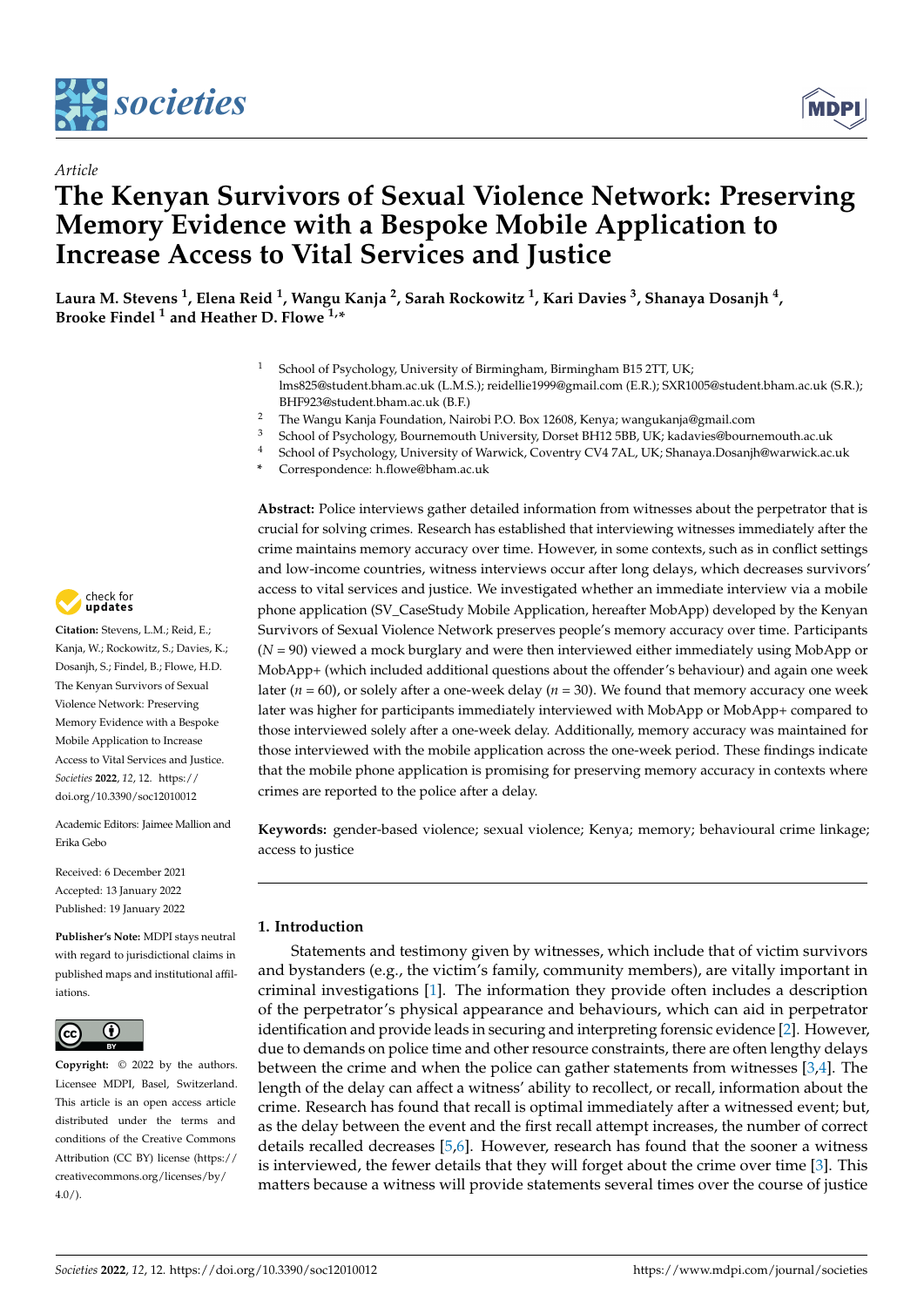*Article*

# The Kenyan Survivors of Sexual Violence Network: Preserving Memory Evidence with a Bespoke Mobile Application to Increase Access to Vital Services and Justice

**Laura M. Stevens [1], Elena Reid [1], Wangu Kanja [2], Sarah Rockowitz [1], Kari Davies [3], Shanaya Dosanjh [4], Brooke Findel [1] and Heather D. Flowe [1,*]**

[1] School of Psychology, University of Birmingham, Birmingham B15 2TT, UK; lms825@student.bham.ac.uk (L.M.S.); reidellie1999@gmail.com (E.R.); SXR1005@student.bham.ac.uk (S.R.); BHF923@student.bham.ac.uk (B.F.)

[2] The Wangu Kanja Foundation, Nairobi P.O. Box 12608, Kenya; wangukanja@gmail.com

[3] School of Psychology, Bournemouth University, Dorset BH12 5BB, UK; kadavies@bournemouth.ac.uk

[4] School of Psychology, University of Warwick, Coventry CV4 7AL, UK; Shanaya.Dosanjh@warwick.ac.uk

[*] Correspondence: h.flowe@bham.ac.uk

**Citation:** Stevens, L.M.; Reid, E.; Kanja, W.; Rockowitz, S.; Davies, K.; Dosanjh, S.; Findel, B.; Flowe, H.D. The Kenyan Survivors of Sexual Violence Network: Preserving Memory Evidence with a Bespoke Mobile Application to Increase Access to Vital Services and Justice. *Societies* **2022**, *12*, 12. https://doi.org/10.3390/soc12010012

Academic Editors: Jaimee Mallion and Erika Gebo

Received: 6 December 2021
Accepted: 13 January 2022
Published: 19 January 2022

**Publisher's Note:** MDPI stays neutral with regard to jurisdictional claims in published maps and institutional affiliations.

**Copyright:** © 2022 by the authors. Licensee MDPI, Basel, Switzerland. This article is an open access article distributed under the terms and conditions of the Creative Commons Attribution (CC BY) license (https://creativecommons.org/licenses/by/4.0/).

**Abstract:** Police interviews gather detailed information from witnesses about the perpetrator that is crucial for solving crimes. Research has established that interviewing witnesses immediately after the crime maintains memory accuracy over time. However, in some contexts, such as in conflict settings and low-income countries, witness interviews occur after long delays, which decreases survivors' access to vital services and justice. We investigated whether an immediate interview via a mobile phone application (SV_CaseStudy Mobile Application, hereafter MobApp) developed by the Kenyan Survivors of Sexual Violence Network preserves people's memory accuracy over time. Participants ($N$ = 90) viewed a mock burglary and were then interviewed either immediately using MobApp or MobApp+ (which included additional questions about the offender's behaviour) and again one week later ($n$ = 60), or solely after a one-week delay ($n$ = 30). We found that memory accuracy one week later was higher for participants immediately interviewed with MobApp or MobApp+ compared to those interviewed solely after a one-week delay. Additionally, memory accuracy was maintained for those interviewed with the mobile application across the one-week period. These findings indicate that the mobile phone application is promising for preserving memory accuracy in contexts where crimes are reported to the police after a delay.

**Keywords:** gender-based violence; sexual violence; Kenya; memory; behavioural crime linkage; access to justice

## 1. Introduction

Statements and testimony given by witnesses, which include that of victim survivors and bystanders (e.g., the victim's family, community members), are vitally important in criminal investigations [1]. The information they provide often includes a description of the perpetrator's physical appearance and behaviours, which can aid in perpetrator identification and provide leads in securing and interpreting forensic evidence [2]. However, due to demands on police time and other resource constraints, there are often lengthy delays between the crime and when the police can gather statements from witnesses [3,4]. The length of the delay can affect a witness' ability to recollect, or recall, information about the crime. Research has found that recall is optimal immediately after a witnessed event; but, as the delay between the event and the first recall attempt increases, the number of correct details recalled decreases [5,6]. However, research has found that the sooner a witness is interviewed, the fewer details that they will forget about the crime over time [3]. This matters because a witness will provide statements several times over the course of justice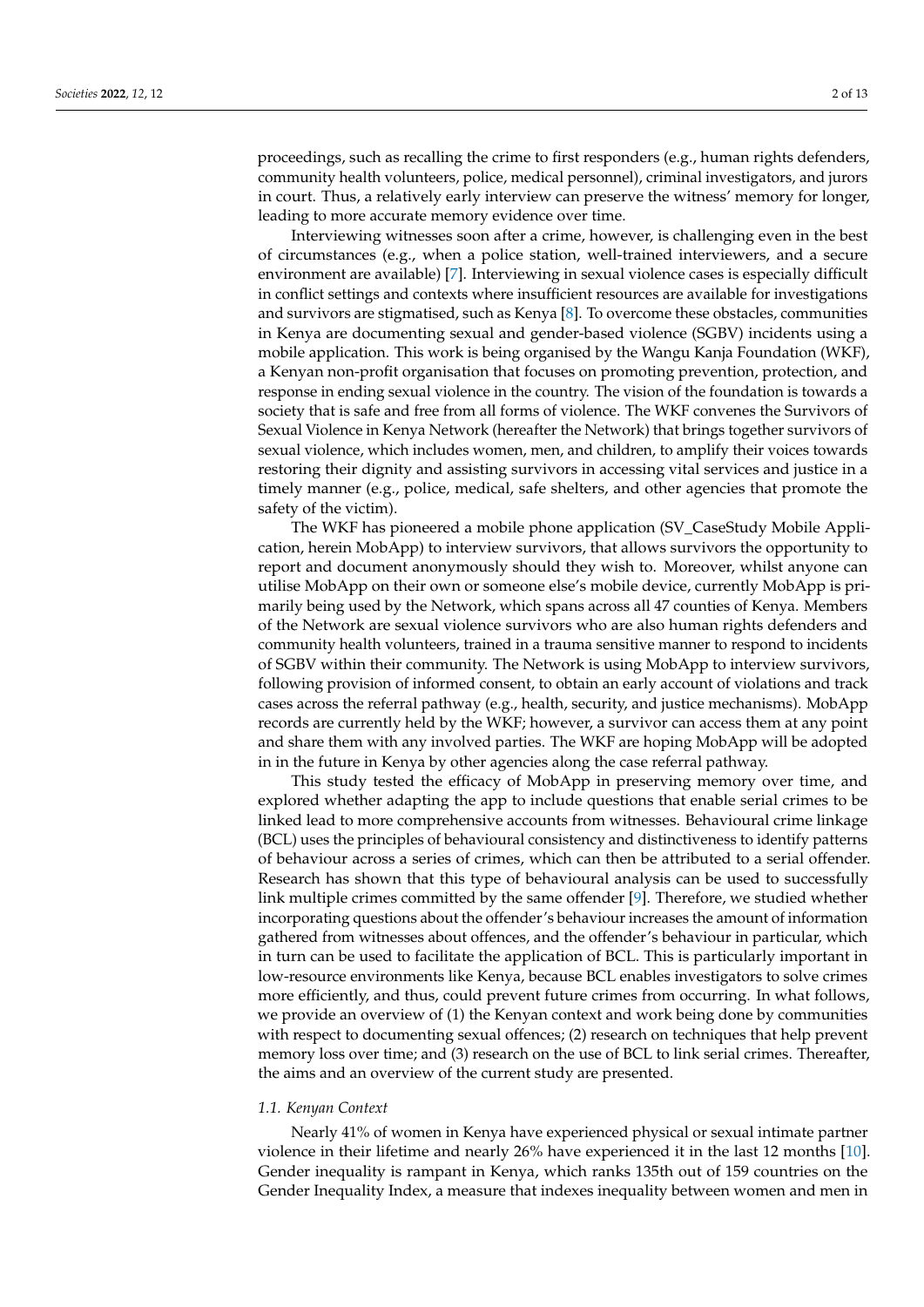proceedings, such as recalling the crime to first responders (e.g., human rights defenders, community health volunteers, police, medical personnel), criminal investigators, and jurors in court. Thus, a relatively early interview can preserve the witness' memory for longer, leading to more accurate memory evidence over time.

Interviewing witnesses soon after a crime, however, is challenging even in the best of circumstances (e.g., when a police station, well-trained interviewers, and a secure environment are available) [7]. Interviewing in sexual violence cases is especially difficult in conflict settings and contexts where insufficient resources are available for investigations and survivors are stigmatised, such as Kenya [8]. To overcome these obstacles, communities in Kenya are documenting sexual and gender-based violence (SGBV) incidents using a mobile application. This work is being organised by the Wangu Kanja Foundation (WKF), a Kenyan non-profit organisation that focuses on promoting prevention, protection, and response in ending sexual violence in the country. The vision of the foundation is towards a society that is safe and free from all forms of violence. The WKF convenes the Survivors of Sexual Violence in Kenya Network (hereafter the Network) that brings together survivors of sexual violence, which includes women, men, and children, to amplify their voices towards restoring their dignity and assisting survivors in accessing vital services and justice in a timely manner (e.g., police, medical, safe shelters, and other agencies that promote the safety of the victim).

The WKF has pioneered a mobile phone application (SV_CaseStudy Mobile Application, herein MobApp) to interview survivors, that allows survivors the opportunity to report and document anonymously should they wish to. Moreover, whilst anyone can utilise MobApp on their own or someone else's mobile device, currently MobApp is primarily being used by the Network, which spans across all 47 counties of Kenya. Members of the Network are sexual violence survivors who are also human rights defenders and community health volunteers, trained in a trauma sensitive manner to respond to incidents of SGBV within their community. The Network is using MobApp to interview survivors, following provision of informed consent, to obtain an early account of violations and track cases across the referral pathway (e.g., health, security, and justice mechanisms). MobApp records are currently held by the WKF; however, a survivor can access them at any point and share them with any involved parties. The WKF are hoping MobApp will be adopted in in the future in Kenya by other agencies along the case referral pathway.

This study tested the efficacy of MobApp in preserving memory over time, and explored whether adapting the app to include questions that enable serial crimes to be linked lead to more comprehensive accounts from witnesses. Behavioural crime linkage (BCL) uses the principles of behavioural consistency and distinctiveness to identify patterns of behaviour across a series of crimes, which can then be attributed to a serial offender. Research has shown that this type of behavioural analysis can be used to successfully link multiple crimes committed by the same offender [9]. Therefore, we studied whether incorporating questions about the offender's behaviour increases the amount of information gathered from witnesses about offences, and the offender's behaviour in particular, which in turn can be used to facilitate the application of BCL. This is particularly important in low-resource environments like Kenya, because BCL enables investigators to solve crimes more efficiently, and thus, could prevent future crimes from occurring. In what follows, we provide an overview of (1) the Kenyan context and work being done by communities with respect to documenting sexual offences; (2) research on techniques that help prevent memory loss over time; and (3) research on the use of BCL to link serial crimes. Thereafter, the aims and an overview of the current study are presented.

### *1.1. Kenyan Context*

Nearly 41% of women in Kenya have experienced physical or sexual intimate partner violence in their lifetime and nearly 26% have experienced it in the last 12 months [10]. Gender inequality is rampant in Kenya, which ranks 135th out of 159 countries on the Gender Inequality Index, a measure that indexes inequality between women and men in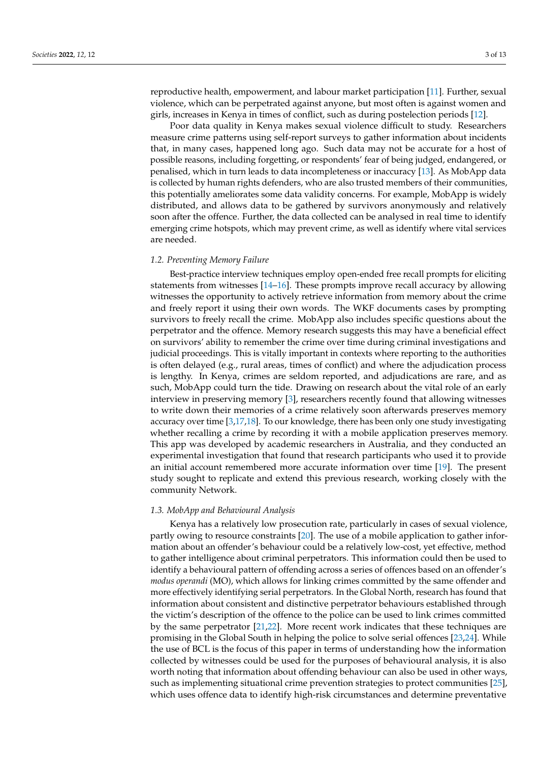reproductive health, empowerment, and labour market participation [11]. Further, sexual violence, which can be perpetrated against anyone, but most often is against women and girls, increases in Kenya in times of conflict, such as during postelection periods [12].

Poor data quality in Kenya makes sexual violence difficult to study. Researchers measure crime patterns using self-report surveys to gather information about incidents that, in many cases, happened long ago. Such data may not be accurate for a host of possible reasons, including forgetting, or respondents' fear of being judged, endangered, or penalised, which in turn leads to data incompleteness or inaccuracy [13]. As MobApp data is collected by human rights defenders, who are also trusted members of their communities, this potentially ameliorates some data validity concerns. For example, MobApp is widely distributed, and allows data to be gathered by survivors anonymously and relatively soon after the offence. Further, the data collected can be analysed in real time to identify emerging crime hotspots, which may prevent crime, as well as identify where vital services are needed.

### 1.2. Preventing Memory Failure

Best-practice interview techniques employ open-ended free recall prompts for eliciting statements from witnesses [14–16]. These prompts improve recall accuracy by allowing witnesses the opportunity to actively retrieve information from memory about the crime and freely report it using their own words. The WKF documents cases by prompting survivors to freely recall the crime. MobApp also includes specific questions about the perpetrator and the offence. Memory research suggests this may have a beneficial effect on survivors' ability to remember the crime over time during criminal investigations and judicial proceedings. This is vitally important in contexts where reporting to the authorities is often delayed (e.g., rural areas, times of conflict) and where the adjudication process is lengthy. In Kenya, crimes are seldom reported, and adjudications are rare, and as such, MobApp could turn the tide. Drawing on research about the vital role of an early interview in preserving memory [3], researchers recently found that allowing witnesses to write down their memories of a crime relatively soon afterwards preserves memory accuracy over time [3,17,18]. To our knowledge, there has been only one study investigating whether recalling a crime by recording it with a mobile application preserves memory. This app was developed by academic researchers in Australia, and they conducted an experimental investigation that found that research participants who used it to provide an initial account remembered more accurate information over time [19]. The present study sought to replicate and extend this previous research, working closely with the community Network.

### 1.3. MobApp and Behavioural Analysis

Kenya has a relatively low prosecution rate, particularly in cases of sexual violence, partly owing to resource constraints [20]. The use of a mobile application to gather information about an offender's behaviour could be a relatively low-cost, yet effective, method to gather intelligence about criminal perpetrators. This information could then be used to identify a behavioural pattern of offending across a series of offences based on an offender's *modus operandi* (MO), which allows for linking crimes committed by the same offender and more effectively identifying serial perpetrators. In the Global North, research has found that information about consistent and distinctive perpetrator behaviours established through the victim's description of the offence to the police can be used to link crimes committed by the same perpetrator [21,22]. More recent work indicates that these techniques are promising in the Global South in helping the police to solve serial offences [23,24]. While the use of BCL is the focus of this paper in terms of understanding how the information collected by witnesses could be used for the purposes of behavioural analysis, it is also worth noting that information about offending behaviour can also be used in other ways, such as implementing situational crime prevention strategies to protect communities [25], which uses offence data to identify high-risk circumstances and determine preventative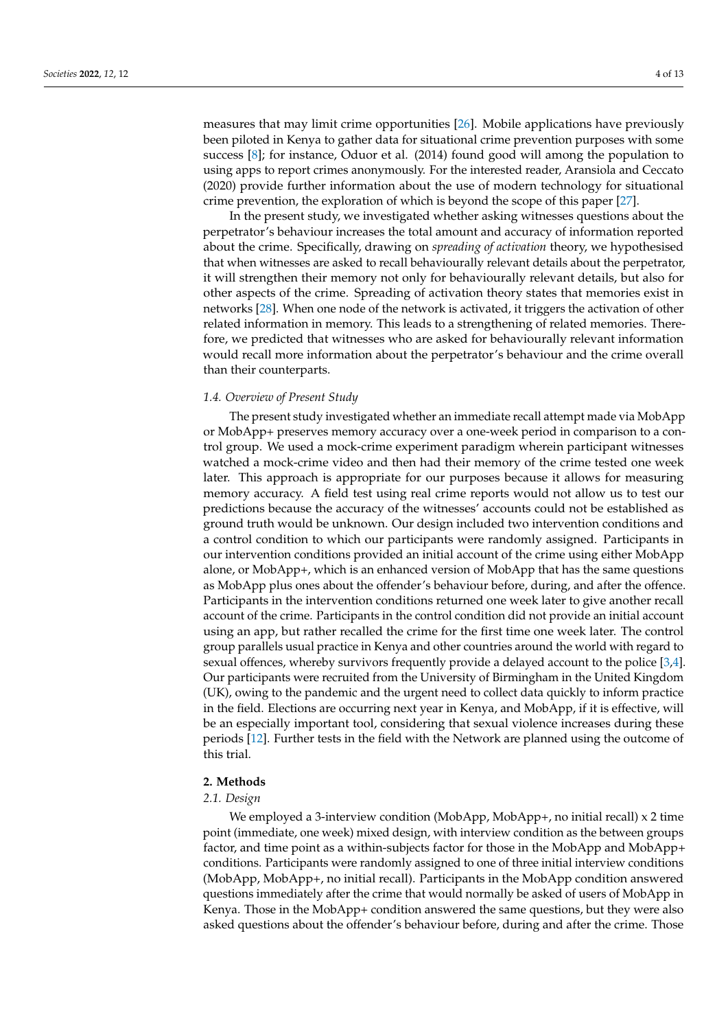measures that may limit crime opportunities [26]. Mobile applications have previously been piloted in Kenya to gather data for situational crime prevention purposes with some success [8]; for instance, Oduor et al. (2014) found good will among the population to using apps to report crimes anonymously. For the interested reader, Aransiola and Ceccato (2020) provide further information about the use of modern technology for situational crime prevention, the exploration of which is beyond the scope of this paper [27].

In the present study, we investigated whether asking witnesses questions about the perpetrator's behaviour increases the total amount and accuracy of information reported about the crime. Specifically, drawing on *spreading of activation* theory, we hypothesised that when witnesses are asked to recall behaviourally relevant details about the perpetrator, it will strengthen their memory not only for behaviourally relevant details, but also for other aspects of the crime. Spreading of activation theory states that memories exist in networks [28]. When one node of the network is activated, it triggers the activation of other related information in memory. This leads to a strengthening of related memories. Therefore, we predicted that witnesses who are asked for behaviourally relevant information would recall more information about the perpetrator's behaviour and the crime overall than their counterparts.

### 1.4. Overview of Present Study

The present study investigated whether an immediate recall attempt made via MobApp or MobApp+ preserves memory accuracy over a one-week period in comparison to a control group. We used a mock-crime experiment paradigm wherein participant witnesses watched a mock-crime video and then had their memory of the crime tested one week later. This approach is appropriate for our purposes because it allows for measuring memory accuracy. A field test using real crime reports would not allow us to test our predictions because the accuracy of the witnesses' accounts could not be established as ground truth would be unknown. Our design included two intervention conditions and a control condition to which our participants were randomly assigned. Participants in our intervention conditions provided an initial account of the crime using either MobApp alone, or MobApp+, which is an enhanced version of MobApp that has the same questions as MobApp plus ones about the offender's behaviour before, during, and after the offence. Participants in the intervention conditions returned one week later to give another recall account of the crime. Participants in the control condition did not provide an initial account using an app, but rather recalled the crime for the first time one week later. The control group parallels usual practice in Kenya and other countries around the world with regard to sexual offences, whereby survivors frequently provide a delayed account to the police [3,4]. Our participants were recruited from the University of Birmingham in the United Kingdom (UK), owing to the pandemic and the urgent need to collect data quickly to inform practice in the field. Elections are occurring next year in Kenya, and MobApp, if it is effective, will be an especially important tool, considering that sexual violence increases during these periods [12]. Further tests in the field with the Network are planned using the outcome of this trial.

## 2. Methods

### 2.1. Design

We employed a 3-interview condition (MobApp, MobApp+, no initial recall) x 2 time point (immediate, one week) mixed design, with interview condition as the between groups factor, and time point as a within-subjects factor for those in the MobApp and MobApp+ conditions. Participants were randomly assigned to one of three initial interview conditions (MobApp, MobApp+, no initial recall). Participants in the MobApp condition answered questions immediately after the crime that would normally be asked of users of MobApp in Kenya. Those in the MobApp+ condition answered the same questions, but they were also asked questions about the offender's behaviour before, during and after the crime. Those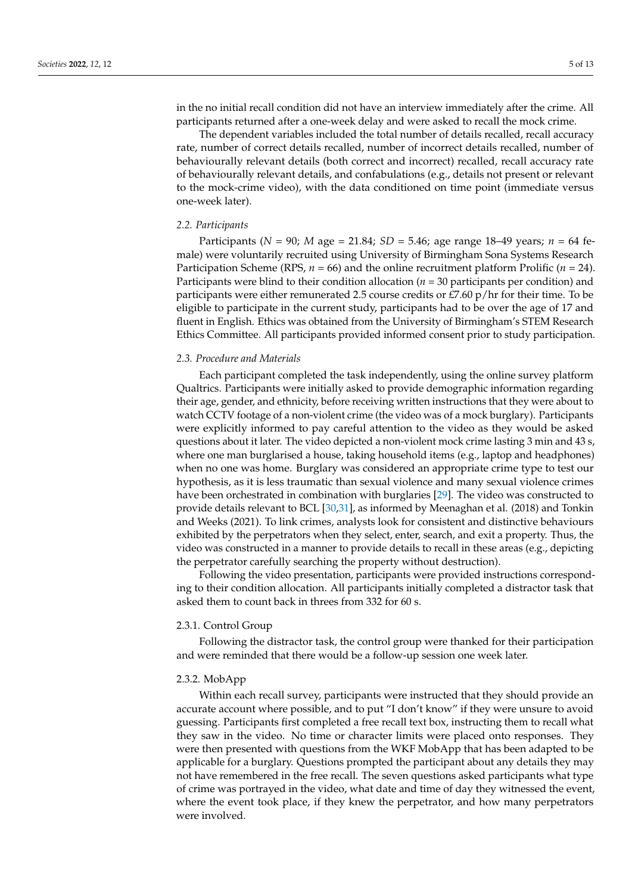in the no initial recall condition did not have an interview immediately after the crime. All participants returned after a one-week delay and were asked to recall the mock crime.

The dependent variables included the total number of details recalled, recall accuracy rate, number of correct details recalled, number of incorrect details recalled, number of behaviourally relevant details (both correct and incorrect) recalled, recall accuracy rate of behaviourally relevant details, and confabulations (e.g., details not present or relevant to the mock-crime video), with the data conditioned on time point (immediate versus one-week later).

### *2.2. Participants*

Participants ($N$ = 90; $M$ age = 21.84; $SD$ = 5.46; age range 18–49 years; $n$ = 64 female) were voluntarily recruited using University of Birmingham Sona Systems Research Participation Scheme (RPS, $n$ = 66) and the online recruitment platform Prolific ($n$ = 24). Participants were blind to their condition allocation ($n$ = 30 participants per condition) and participants were either remunerated 2.5 course credits or £7.60 p/hr for their time. To be eligible to participate in the current study, participants had to be over the age of 17 and fluent in English. Ethics was obtained from the University of Birmingham's STEM Research Ethics Committee. All participants provided informed consent prior to study participation.

### *2.3. Procedure and Materials*

Each participant completed the task independently, using the online survey platform Qualtrics. Participants were initially asked to provide demographic information regarding their age, gender, and ethnicity, before receiving written instructions that they were about to watch CCTV footage of a non-violent crime (the video was of a mock burglary). Participants were explicitly informed to pay careful attention to the video as they would be asked questions about it later. The video depicted a non-violent mock crime lasting 3 min and 43 s, where one man burglarised a house, taking household items (e.g., laptop and headphones) when no one was home. Burglary was considered an appropriate crime type to test our hypothesis, as it is less traumatic than sexual violence and many sexual violence crimes have been orchestrated in combination with burglaries [29]. The video was constructed to provide details relevant to BCL [30,31], as informed by Meenaghan et al. (2018) and Tonkin and Weeks (2021). To link crimes, analysts look for consistent and distinctive behaviours exhibited by the perpetrators when they select, enter, search, and exit a property. Thus, the video was constructed in a manner to provide details to recall in these areas (e.g., depicting the perpetrator carefully searching the property without destruction).

Following the video presentation, participants were provided instructions corresponding to their condition allocation. All participants initially completed a distractor task that asked them to count back in threes from 332 for 60 s.

#### 2.3.1. Control Group

Following the distractor task, the control group were thanked for their participation and were reminded that there would be a follow-up session one week later.

#### 2.3.2. MobApp

Within each recall survey, participants were instructed that they should provide an accurate account where possible, and to put "I don't know" if they were unsure to avoid guessing. Participants first completed a free recall text box, instructing them to recall what they saw in the video. No time or character limits were placed onto responses. They were then presented with questions from the WKF MobApp that has been adapted to be applicable for a burglary. Questions prompted the participant about any details they may not have remembered in the free recall. The seven questions asked participants what type of crime was portrayed in the video, what date and time of day they witnessed the event, where the event took place, if they knew the perpetrator, and how many perpetrators were involved.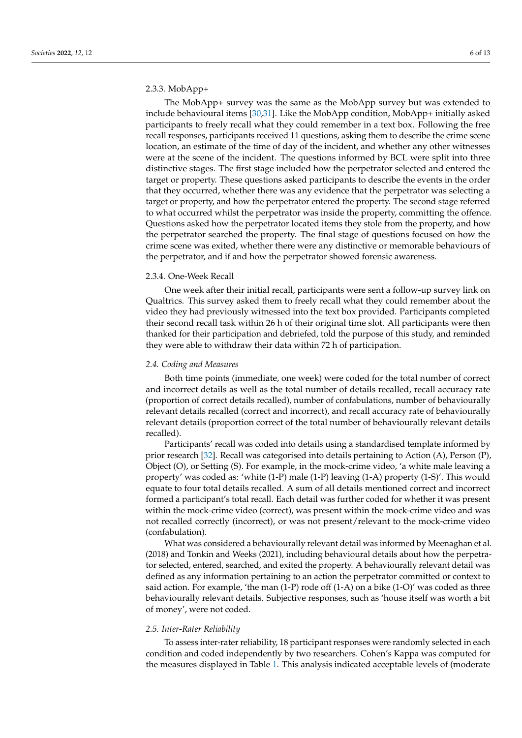### 2.3.3. MobApp+

The MobApp+ survey was the same as the MobApp survey but was extended to include behavioural items [30,31]. Like the MobApp condition, MobApp+ initially asked participants to freely recall what they could remember in a text box. Following the free recall responses, participants received 11 questions, asking them to describe the crime scene location, an estimate of the time of day of the incident, and whether any other witnesses were at the scene of the incident. The questions informed by BCL were split into three distinctive stages. The first stage included how the perpetrator selected and entered the target or property. These questions asked participants to describe the events in the order that they occurred, whether there was any evidence that the perpetrator was selecting a target or property, and how the perpetrator entered the property. The second stage referred to what occurred whilst the perpetrator was inside the property, committing the offence. Questions asked how the perpetrator located items they stole from the property, and how the perpetrator searched the property. The final stage of questions focused on how the crime scene was exited, whether there were any distinctive or memorable behaviours of the perpetrator, and if and how the perpetrator showed forensic awareness.

### 2.3.4. One-Week Recall

One week after their initial recall, participants were sent a follow-up survey link on Qualtrics. This survey asked them to freely recall what they could remember about the video they had previously witnessed into the text box provided. Participants completed their second recall task within 26 h of their original time slot. All participants were then thanked for their participation and debriefed, told the purpose of this study, and reminded they were able to withdraw their data within 72 h of participation.

## *2.4. Coding and Measures*

Both time points (immediate, one week) were coded for the total number of correct and incorrect details as well as the total number of details recalled, recall accuracy rate (proportion of correct details recalled), number of confabulations, number of behaviourally relevant details recalled (correct and incorrect), and recall accuracy rate of behaviourally relevant details (proportion correct of the total number of behaviourally relevant details recalled).

Participants' recall was coded into details using a standardised template informed by prior research [32]. Recall was categorised into details pertaining to Action (A), Person (P), Object (O), or Setting (S). For example, in the mock-crime video, 'a white male leaving a property' was coded as: 'white (1-P) male (1-P) leaving (1-A) property (1-S)'. This would equate to four total details recalled. A sum of all details mentioned correct and incorrect formed a participant's total recall. Each detail was further coded for whether it was present within the mock-crime video (correct), was present within the mock-crime video and was not recalled correctly (incorrect), or was not present/relevant to the mock-crime video (confabulation).

What was considered a behaviourally relevant detail was informed by Meenaghan et al. (2018) and Tonkin and Weeks (2021), including behavioural details about how the perpetrator selected, entered, searched, and exited the property. A behaviourally relevant detail was defined as any information pertaining to an action the perpetrator committed or context to said action. For example, 'the man (1-P) rode off (1-A) on a bike (1-O)' was coded as three behaviourally relevant details. Subjective responses, such as 'house itself was worth a bit of money', were not coded.

## *2.5. Inter-Rater Reliability*

To assess inter-rater reliability, 18 participant responses were randomly selected in each condition and coded independently by two researchers. Cohen's Kappa was computed for the measures displayed in Table 1. This analysis indicated acceptable levels of (moderate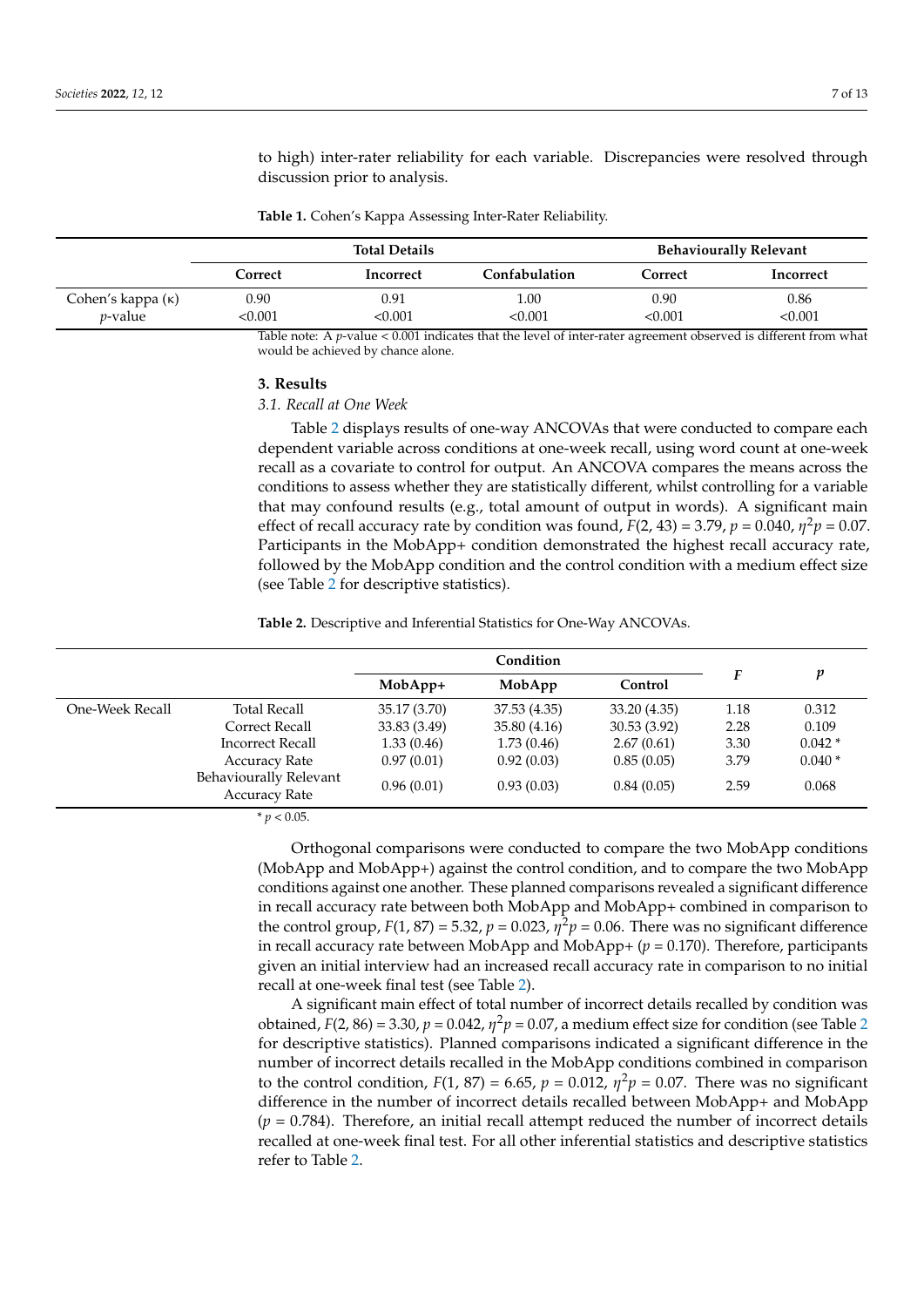to high) inter-rater reliability for each variable. Discrepancies were resolved through discussion prior to analysis.

**Table 1.** Cohen's Kappa Assessing Inter-Rater Reliability.

| | Total Details | | | Behaviourally Relevant | |
|---|---|---|---|---|---|
| | **Correct** | **Incorrect** | **Confabulation** | **Correct** | **Incorrect** |
| Cohen's kappa (κ) | 0.90 | 0.91 | 1.00 | 0.90 | 0.86 |
| *p*-value | <0.001 | <0.001 | <0.001 | <0.001 | <0.001 |

Table note: A *p*-value < 0.001 indicates that the level of inter-rater agreement observed is different from what would be achieved by chance alone.

## 3. Results

### *3.1. Recall at One Week*

Table 2 displays results of one-way ANCOVAs that were conducted to compare each dependent variable across conditions at one-week recall, using word count at one-week recall as a covariate to control for output. An ANCOVA compares the means across the conditions to assess whether they are statistically different, whilst controlling for a variable that may confound results (e.g., total amount of output in words). A significant main effect of recall accuracy rate by condition was found, $F(2, 43) = 3.79$, $p = 0.040$, $\eta^2 p = 0.07$. Participants in the MobApp+ condition demonstrated the highest recall accuracy rate, followed by the MobApp condition and the control condition with a medium effect size (see Table 2 for descriptive statistics).

**Table 2.** Descriptive and Inferential Statistics for One-Way ANCOVAs.

| | | Condition | | | *F* | *p* |
|---|---|---|---|---|---|---|
| | | **MobApp+** | **MobApp** | **Control** | | |
| One-Week Recall | Total Recall | 35.17 (3.70) | 37.53 (4.35) | 33.20 (4.35) | 1.18 | 0.312 |
| | Correct Recall | 33.83 (3.49) | 35.80 (4.16) | 30.53 (3.92) | 2.28 | 0.109 |
| | Incorrect Recall | 1.33 (0.46) | 1.73 (0.46) | 2.67 (0.61) | 3.30 | 0.042 * |
| | Accuracy Rate | 0.97 (0.01) | 0.92 (0.03) | 0.85 (0.05) | 3.79 | 0.040 * |
| | Behaviourally Relevant Accuracy Rate | 0.96 (0.01) | 0.93 (0.03) | 0.84 (0.05) | 2.59 | 0.068 |

\* $p < 0.05$.

Orthogonal comparisons were conducted to compare the two MobApp conditions (MobApp and MobApp+) against the control condition, and to compare the two MobApp conditions against one another. These planned comparisons revealed a significant difference in recall accuracy rate between both MobApp and MobApp+ combined in comparison to the control group, $F(1, 87) = 5.32$, $p = 0.023$, $\eta^2 p = 0.06$. There was no significant difference in recall accuracy rate between MobApp and MobApp+ ($p = 0.170$). Therefore, participants given an initial interview had an increased recall accuracy rate in comparison to no initial recall at one-week final test (see Table 2).

A significant main effect of total number of incorrect details recalled by condition was obtained, $F(2, 86) = 3.30$, $p = 0.042$, $\eta^2 p = 0.07$, a medium effect size for condition (see Table 2 for descriptive statistics). Planned comparisons indicated a significant difference in the number of incorrect details recalled in the MobApp conditions combined in comparison to the control condition, $F(1, 87) = 6.65$, $p = 0.012$, $\eta^2 p = 0.07$. There was no significant difference in the number of incorrect details recalled between MobApp+ and MobApp ($p = 0.784$). Therefore, an initial recall attempt reduced the number of incorrect details recalled at one-week final test. For all other inferential statistics and descriptive statistics refer to Table 2.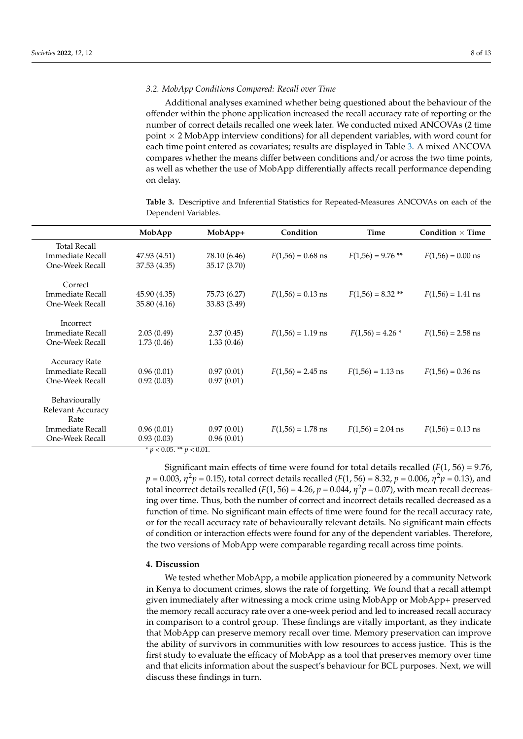### 3.2. MobApp Conditions Compared: Recall over Time

Additional analyses examined whether being questioned about the behaviour of the offender within the phone application increased the recall accuracy rate of reporting or the number of correct details recalled one week later. We conducted mixed ANCOVAs (2 time point × 2 MobApp interview conditions) for all dependent variables, with word count for each time point entered as covariates; results are displayed in Table 3. A mixed ANCOVA compares whether the means differ between conditions and/or across the two time points, as well as whether the use of MobApp differentially affects recall performance depending on delay.

**Table 3.** Descriptive and Inferential Statistics for Repeated-Measures ANCOVAs on each of the Dependent Variables.

| | MobApp | MobApp+ | Condition | Time | Condition × Time |
|---|---|---|---|---|---|
| Total Recall | | | | | |
| Immediate Recall | 47.93 (4.51) | 78.10 (6.46) | $F(1,56) = 0.68$ ns | $F(1,56) = 9.76$ ** | $F(1,56) = 0.00$ ns |
| One-Week Recall | 37.53 (4.35) | 35.17 (3.70) | | | |
| Correct | | | | | |
| Immediate Recall | 45.90 (4.35) | 75.73 (6.27) | $F(1,56) = 0.13$ ns | $F(1,56) = 8.32$ ** | $F(1,56) = 1.41$ ns |
| One-Week Recall | 35.80 (4.16) | 33.83 (3.49) | | | |
| Incorrect | | | | | |
| Immediate Recall | 2.03 (0.49) | 2.37 (0.45) | $F(1,56) = 1.19$ ns | $F(1,56) = 4.26$ * | $F(1,56) = 2.58$ ns |
| One-Week Recall | 1.73 (0.46) | 1.33 (0.46) | | | |
| Accuracy Rate | | | | | |
| Immediate Recall | 0.96 (0.01) | 0.97 (0.01) | $F(1,56) = 2.45$ ns | $F(1,56) = 1.13$ ns | $F(1,56) = 0.36$ ns |
| One-Week Recall | 0.92 (0.03) | 0.97 (0.01) | | | |
| Behaviourally Relevant Accuracy Rate | | | | | |
| Immediate Recall | 0.96 (0.01) | 0.97 (0.01) | $F(1,56) = 1.78$ ns | $F(1,56) = 2.04$ ns | $F(1,56) = 0.13$ ns |
| One-Week Recall | 0.93 (0.03) | 0.96 (0.01) | | | |

* $p < 0.05$. ** $p < 0.01$.

Significant main effects of time were found for total details recalled ($F(1, 56) = 9.76$, $p = 0.003$, $\eta^2 p = 0.15$), total correct details recalled ($F(1, 56) = 8.32$, $p = 0.006$, $\eta^2 p = 0.13$), and total incorrect details recalled ($F(1, 56) = 4.26$, $p = 0.044$, $\eta^2 p = 0.07$), with mean recall decreasing over time. Thus, both the number of correct and incorrect details recalled decreased as a function of time. No significant main effects of time were found for the recall accuracy rate, or for the recall accuracy rate of behaviourally relevant details. No significant main effects of condition or interaction effects were found for any of the dependent variables. Therefore, the two versions of MobApp were comparable regarding recall across time points.

## 4. Discussion

We tested whether MobApp, a mobile application pioneered by a community Network in Kenya to document crimes, slows the rate of forgetting. We found that a recall attempt given immediately after witnessing a mock crime using MobApp or MobApp+ preserved the memory recall accuracy rate over a one-week period and led to increased recall accuracy in comparison to a control group. These findings are vitally important, as they indicate that MobApp can preserve memory recall over time. Memory preservation can improve the ability of survivors in communities with low resources to access justice. This is the first study to evaluate the efficacy of MobApp as a tool that preserves memory over time and that elicits information about the suspect's behaviour for BCL purposes. Next, we will discuss these findings in turn.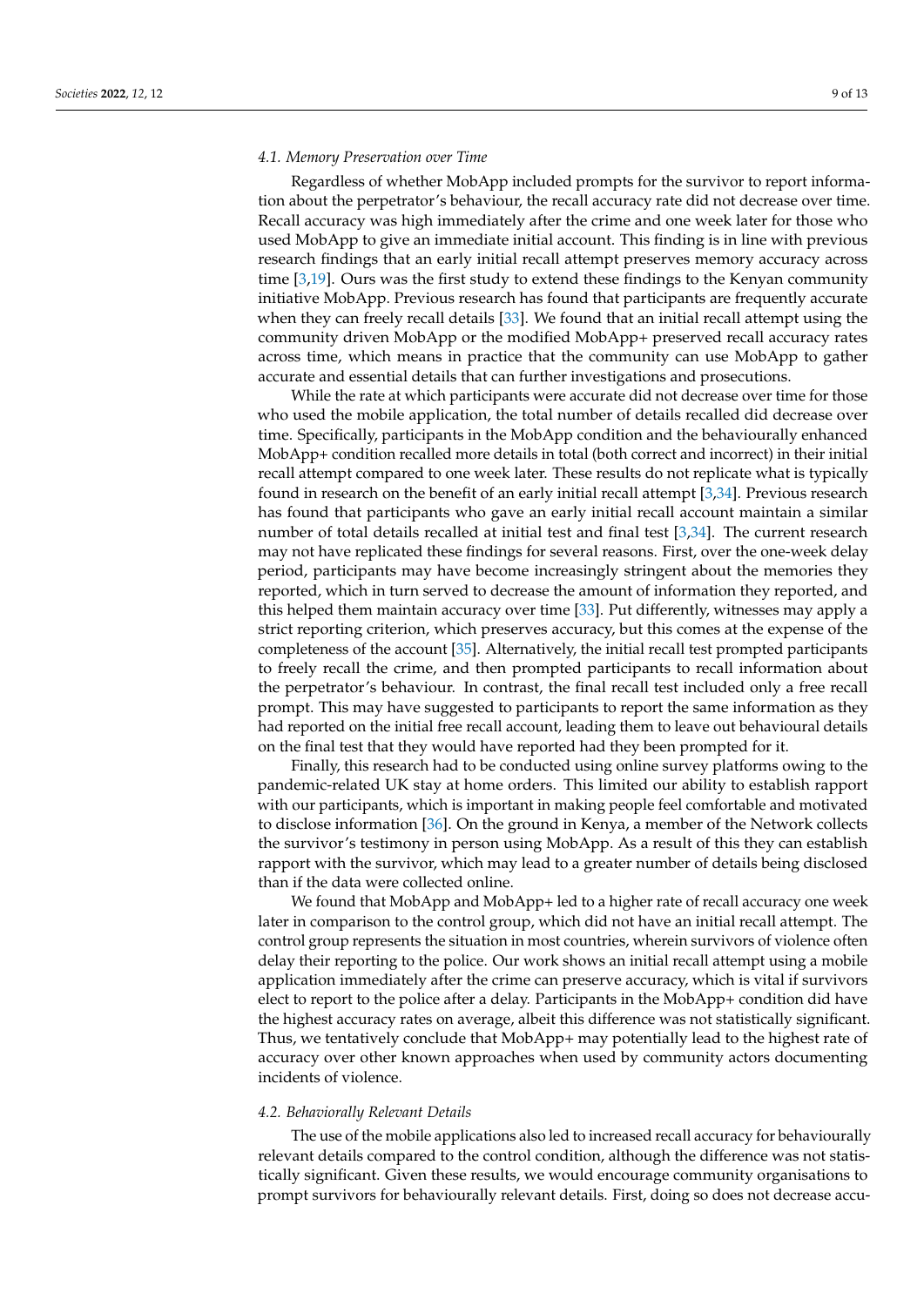### 4.1. Memory Preservation over Time

Regardless of whether MobApp included prompts for the survivor to report information about the perpetrator's behaviour, the recall accuracy rate did not decrease over time. Recall accuracy was high immediately after the crime and one week later for those who used MobApp to give an immediate initial account. This finding is in line with previous research findings that an early initial recall attempt preserves memory accuracy across time [3,19]. Ours was the first study to extend these findings to the Kenyan community initiative MobApp. Previous research has found that participants are frequently accurate when they can freely recall details [33]. We found that an initial recall attempt using the community driven MobApp or the modified MobApp+ preserved recall accuracy rates across time, which means in practice that the community can use MobApp to gather accurate and essential details that can further investigations and prosecutions.

While the rate at which participants were accurate did not decrease over time for those who used the mobile application, the total number of details recalled did decrease over time. Specifically, participants in the MobApp condition and the behaviourally enhanced MobApp+ condition recalled more details in total (both correct and incorrect) in their initial recall attempt compared to one week later. These results do not replicate what is typically found in research on the benefit of an early initial recall attempt [3,34]. Previous research has found that participants who gave an early initial recall account maintain a similar number of total details recalled at initial test and final test [3,34]. The current research may not have replicated these findings for several reasons. First, over the one-week delay period, participants may have become increasingly stringent about the memories they reported, which in turn served to decrease the amount of information they reported, and this helped them maintain accuracy over time [33]. Put differently, witnesses may apply a strict reporting criterion, which preserves accuracy, but this comes at the expense of the completeness of the account [35]. Alternatively, the initial recall test prompted participants to freely recall the crime, and then prompted participants to recall information about the perpetrator's behaviour. In contrast, the final recall test included only a free recall prompt. This may have suggested to participants to report the same information as they had reported on the initial free recall account, leading them to leave out behavioural details on the final test that they would have reported had they been prompted for it.

Finally, this research had to be conducted using online survey platforms owing to the pandemic-related UK stay at home orders. This limited our ability to establish rapport with our participants, which is important in making people feel comfortable and motivated to disclose information [36]. On the ground in Kenya, a member of the Network collects the survivor's testimony in person using MobApp. As a result of this they can establish rapport with the survivor, which may lead to a greater number of details being disclosed than if the data were collected online.

We found that MobApp and MobApp+ led to a higher rate of recall accuracy one week later in comparison to the control group, which did not have an initial recall attempt. The control group represents the situation in most countries, wherein survivors of violence often delay their reporting to the police. Our work shows an initial recall attempt using a mobile application immediately after the crime can preserve accuracy, which is vital if survivors elect to report to the police after a delay. Participants in the MobApp+ condition did have the highest accuracy rates on average, albeit this difference was not statistically significant. Thus, we tentatively conclude that MobApp+ may potentially lead to the highest rate of accuracy over other known approaches when used by community actors documenting incidents of violence.

### 4.2. Behaviorally Relevant Details

The use of the mobile applications also led to increased recall accuracy for behaviourally relevant details compared to the control condition, although the difference was not statistically significant. Given these results, we would encourage community organisations to prompt survivors for behaviourally relevant details. First, doing so does not decrease accu-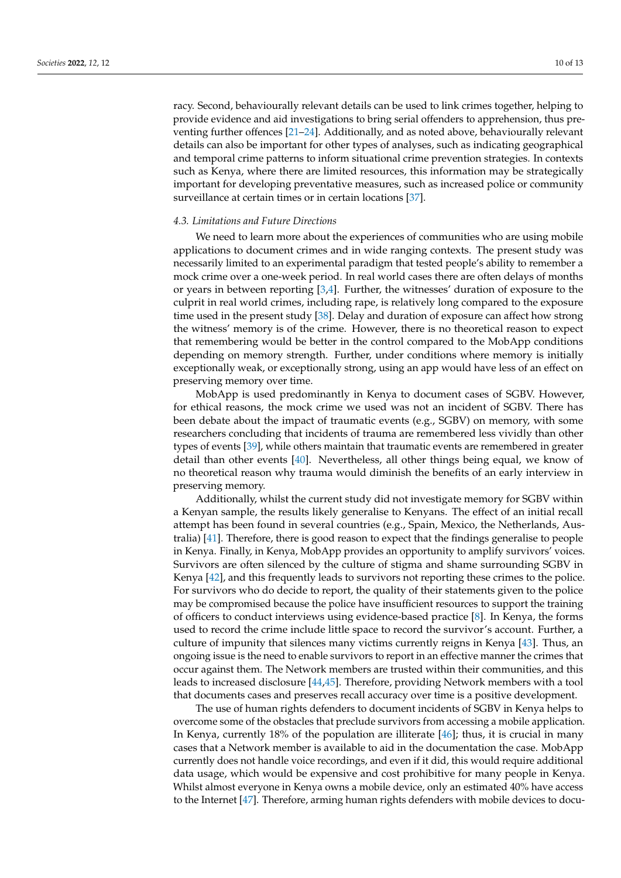racy. Second, behaviourally relevant details can be used to link crimes together, helping to provide evidence and aid investigations to bring serial offenders to apprehension, thus preventing further offences [21–24]. Additionally, and as noted above, behaviourally relevant details can also be important for other types of analyses, such as indicating geographical and temporal crime patterns to inform situational crime prevention strategies. In contexts such as Kenya, where there are limited resources, this information may be strategically important for developing preventative measures, such as increased police or community surveillance at certain times or in certain locations [37].

### *4.3. Limitations and Future Directions*

We need to learn more about the experiences of communities who are using mobile applications to document crimes and in wide ranging contexts. The present study was necessarily limited to an experimental paradigm that tested people's ability to remember a mock crime over a one-week period. In real world cases there are often delays of months or years in between reporting [3,4]. Further, the witnesses' duration of exposure to the culprit in real world crimes, including rape, is relatively long compared to the exposure time used in the present study [38]. Delay and duration of exposure can affect how strong the witness' memory is of the crime. However, there is no theoretical reason to expect that remembering would be better in the control compared to the MobApp conditions depending on memory strength. Further, under conditions where memory is initially exceptionally weak, or exceptionally strong, using an app would have less of an effect on preserving memory over time.

MobApp is used predominantly in Kenya to document cases of SGBV. However, for ethical reasons, the mock crime we used was not an incident of SGBV. There has been debate about the impact of traumatic events (e.g., SGBV) on memory, with some researchers concluding that incidents of trauma are remembered less vividly than other types of events [39], while others maintain that traumatic events are remembered in greater detail than other events [40]. Nevertheless, all other things being equal, we know of no theoretical reason why trauma would diminish the benefits of an early interview in preserving memory.

Additionally, whilst the current study did not investigate memory for SGBV within a Kenyan sample, the results likely generalise to Kenyans. The effect of an initial recall attempt has been found in several countries (e.g., Spain, Mexico, the Netherlands, Australia) [41]. Therefore, there is good reason to expect that the findings generalise to people in Kenya. Finally, in Kenya, MobApp provides an opportunity to amplify survivors' voices. Survivors are often silenced by the culture of stigma and shame surrounding SGBV in Kenya [42], and this frequently leads to survivors not reporting these crimes to the police. For survivors who do decide to report, the quality of their statements given to the police may be compromised because the police have insufficient resources to support the training of officers to conduct interviews using evidence-based practice [8]. In Kenya, the forms used to record the crime include little space to record the survivor's account. Further, a culture of impunity that silences many victims currently reigns in Kenya [43]. Thus, an ongoing issue is the need to enable survivors to report in an effective manner the crimes that occur against them. The Network members are trusted within their communities, and this leads to increased disclosure [44,45]. Therefore, providing Network members with a tool that documents cases and preserves recall accuracy over time is a positive development.

The use of human rights defenders to document incidents of SGBV in Kenya helps to overcome some of the obstacles that preclude survivors from accessing a mobile application. In Kenya, currently 18% of the population are illiterate [46]; thus, it is crucial in many cases that a Network member is available to aid in the documentation the case. MobApp currently does not handle voice recordings, and even if it did, this would require additional data usage, which would be expensive and cost prohibitive for many people in Kenya. Whilst almost everyone in Kenya owns a mobile device, only an estimated 40% have access to the Internet [47]. Therefore, arming human rights defenders with mobile devices to docu-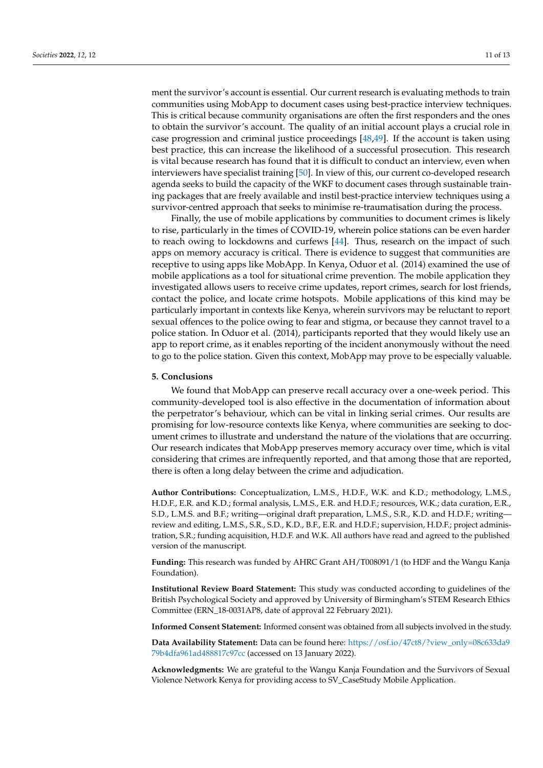ment the survivor's account is essential. Our current research is evaluating methods to train communities using MobApp to document cases using best-practice interview techniques. This is critical because community organisations are often the first responders and the ones to obtain the survivor's account. The quality of an initial account plays a crucial role in case progression and criminal justice proceedings [48,49]. If the account is taken using best practice, this can increase the likelihood of a successful prosecution. This research is vital because research has found that it is difficult to conduct an interview, even when interviewers have specialist training [50]. In view of this, our current co-developed research agenda seeks to build the capacity of the WKF to document cases through sustainable training packages that are freely available and instil best-practice interview techniques using a survivor-centred approach that seeks to minimise re-traumatisation during the process.

Finally, the use of mobile applications by communities to document crimes is likely to rise, particularly in the times of COVID-19, wherein police stations can be even harder to reach owing to lockdowns and curfews [44]. Thus, research on the impact of such apps on memory accuracy is critical. There is evidence to suggest that communities are receptive to using apps like MobApp. In Kenya, Oduor et al. (2014) examined the use of mobile applications as a tool for situational crime prevention. The mobile application they investigated allows users to receive crime updates, report crimes, search for lost friends, contact the police, and locate crime hotspots. Mobile applications of this kind may be particularly important in contexts like Kenya, wherein survivors may be reluctant to report sexual offences to the police owing to fear and stigma, or because they cannot travel to a police station. In Oduor et al. (2014), participants reported that they would likely use an app to report crime, as it enables reporting of the incident anonymously without the need to go to the police station. Given this context, MobApp may prove to be especially valuable.

## 5. Conclusions

We found that MobApp can preserve recall accuracy over a one-week period. This community-developed tool is also effective in the documentation of information about the perpetrator's behaviour, which can be vital in linking serial crimes. Our results are promising for low-resource contexts like Kenya, where communities are seeking to document crimes to illustrate and understand the nature of the violations that are occurring. Our research indicates that MobApp preserves memory accuracy over time, which is vital considering that crimes are infrequently reported, and that among those that are reported, there is often a long delay between the crime and adjudication.

**Author Contributions:** Conceptualization, L.M.S., H.D.F., W.K. and K.D.; methodology, L.M.S., H.D.F., E.R. and K.D.; formal analysis, L.M.S., E.R. and H.D.F.; resources, W.K.; data curation, E.R., S.D., L.M.S. and B.F.; writing—original draft preparation, L.M.S., S.R., K.D. and H.D.F.; writing—review and editing, L.M.S., S.R., S.D., K.D., B.F., E.R. and H.D.F.; supervision, H.D.F.; project administration, S.R.; funding acquisition, H.D.F. and W.K. All authors have read and agreed to the published version of the manuscript.

**Funding:** This research was funded by AHRC Grant AH/T008091/1 (to HDF and the Wangu Kanja Foundation).

**Institutional Review Board Statement:** This study was conducted according to guidelines of the British Psychological Society and approved by University of Birmingham's STEM Research Ethics Committee (ERN_18-0031AP8, date of approval 22 February 2021).

**Informed Consent Statement:** Informed consent was obtained from all subjects involved in the study.

**Data Availability Statement:** Data can be found here: https://osf.io/47ct8/?view_only=08c633da979b4dfa961ad488817c97cc (accessed on 13 January 2022).

**Acknowledgments:** We are grateful to the Wangu Kanja Foundation and the Survivors of Sexual Violence Network Kenya for providing access to SV_CaseStudy Mobile Application.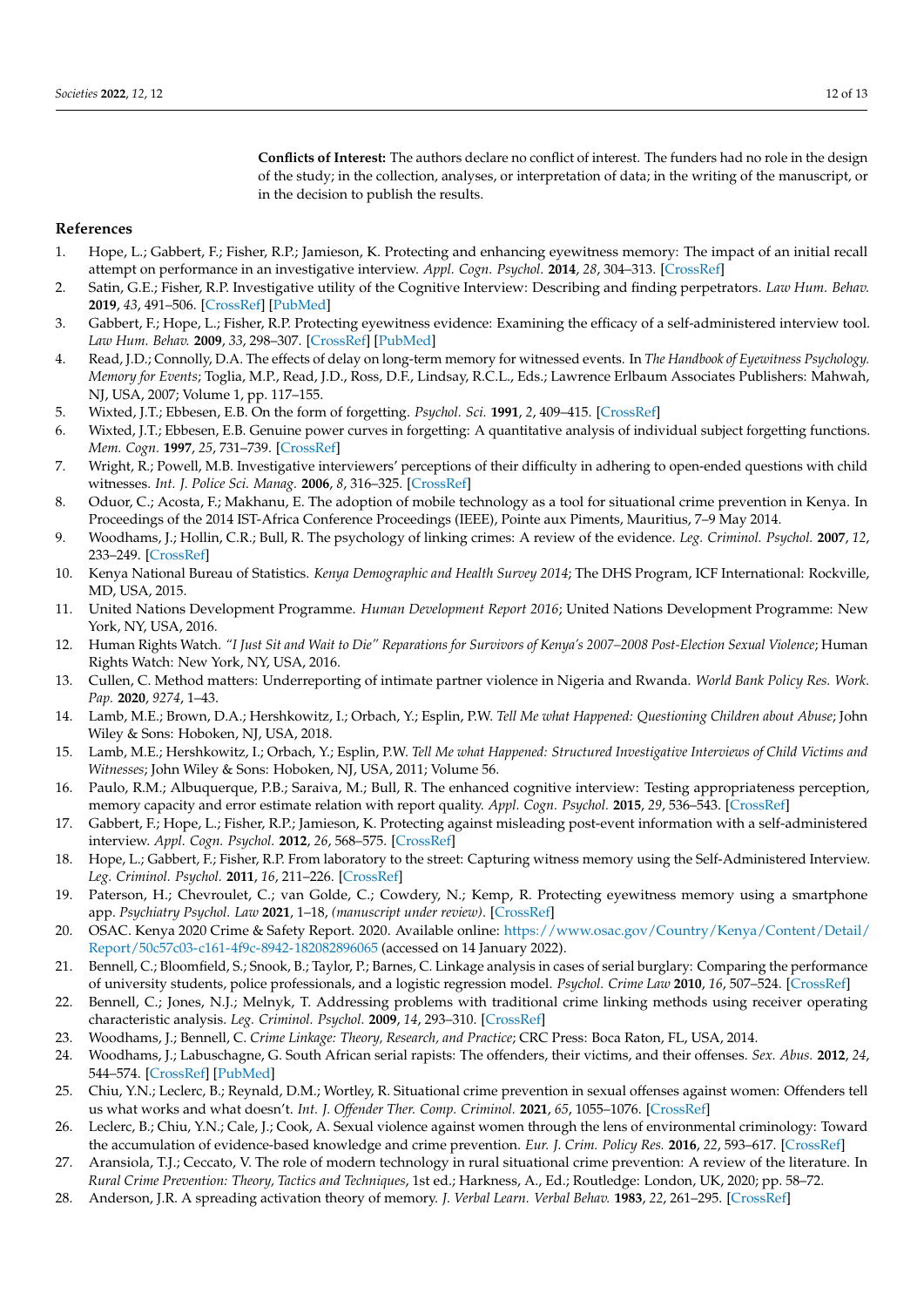**Conflicts of Interest:** The authors declare no conflict of interest. The funders had no role in the design of the study; in the collection, analyses, or interpretation of data; in the writing of the manuscript, or in the decision to publish the results.

## References

1. Hope, L.; Gabbert, F.; Fisher, R.P.; Jamieson, K. Protecting and enhancing eyewitness memory: The impact of an initial recall attempt on performance in an investigative interview. *Appl. Cogn. Psychol.* **2014**, *28*, 304–313. [CrossRef]
2. Satin, G.E.; Fisher, R.P. Investigative utility of the Cognitive Interview: Describing and finding perpetrators. *Law Hum. Behav.* **2019**, *43*, 491–506. [CrossRef] [PubMed]
3. Gabbert, F.; Hope, L.; Fisher, R.P. Protecting eyewitness evidence: Examining the efficacy of a self-administered interview tool. *Law Hum. Behav.* **2009**, *33*, 33, 298–307. [CrossRef] [PubMed]
4. Read, J.D.; Connolly, D.A. The effects of delay on long-term memory for witnessed events. In *The Handbook of Eyewitness Psychology. Memory for Events*; Toglia, M.P., Read, J.D., Ross, D.F., Lindsay, R.C.L., Eds.; Lawrence Erlbaum Associates Publishers: Mahwah, NJ, USA, 2007; Volume 1, pp. 117–155.
5. Wixted, J.T.; Ebbesen, E.B. On the form of forgetting. *Psychol. Sci.* **1991**, *2*, 409–415. [CrossRef]
6. Wixted, J.T.; Ebbesen, E.B. Genuine power curves in forgetting: A quantitative analysis of individual subject forgetting functions. *Mem. Cogn.* **1997**, *25*, 731–739. [CrossRef]
7. Wright, R.; Powell, M.B. Investigative interviewers' perceptions of their difficulty in adhering to open-ended questions with child witnesses. *Int. J. Police Sci. Manag.* **2006**, *8*, 316–325. [CrossRef]
8. Oduor, C.; Acosta, F.; Makhanu, E. The adoption of mobile technology as a tool for situational crime prevention in Kenya. In Proceedings of the 2014 IST-Africa Conference Proceedings (IEEE), Pointe aux Piments, Mauritius, 7–9 May 2014.
9. Woodhams, J.; Hollin, C.R.; Bull, R. The psychology of linking crimes: A review of the evidence. *Leg. Criminol. Psychol.* **2007**, *12*, 233–249. [CrossRef]
10. Kenya National Bureau of Statistics. *Kenya Demographic and Health Survey 2014*; The DHS Program, ICF International: Rockville, MD, USA, 2015.
11. United Nations Development Programme. *Human Development Report 2016*; United Nations Development Programme: New York, NY, USA, 2016.
12. Human Rights Watch. *"I Just Sit and Wait to Die" Reparations for Survivors of Kenya's 2007–2008 Post-Election Sexual Violence*; Human Rights Watch: New York, NY, USA, 2016.
13. Cullen, C. Method matters: Underreporting of intimate partner violence in Nigeria and Rwanda. *World Bank Policy Res. Work. Pap.* **2020**, *9274*, 1–43.
14. Lamb, M.E.; Brown, D.A.; Hershkowitz, I.; Orbach, Y.; Esplin, P.W. *Tell Me what Happened: Questioning Children about Abuse*; John Wiley & Sons: Hoboken, NJ, USA, 2018.
15. Lamb, M.E.; Hershkowitz, I.; Orbach, Y.; Esplin, P.W. *Tell Me what Happened: Structured Investigative Interviews of Child Victims and Witnesses*; John Wiley & Sons: Hoboken, NJ, USA, 2011; Volume 56.
16. Paulo, R.M.; Albuquerque, P.B.; Saraiva, M.; Bull, R. The enhanced cognitive interview: Testing appropriateness perception, memory capacity and error estimate relation with report quality. *Appl. Cogn. Psychol.* **2015**, *29*, 536–543. [CrossRef]
17. Gabbert, F.; Hope, L.; Fisher, R.P.; Jamieson, K. Protecting against misleading post-event information with a self-administered interview. *Appl. Cogn. Psychol.* **2012**, *26*, 568–575. [CrossRef]
18. Hope, L.; Gabbert, F.; Fisher, R.P. From laboratory to the street: Capturing witness memory using the Self-Administered Interview. *Leg. Criminol. Psychol.* **2011**, *16*, 211–226. [CrossRef]
19. Paterson, H.; Chevroulet, C.; van Golde, C.; Cowdery, N.; Kemp, R. Protecting eyewitness memory using a smartphone app. *Psychiatry Psychol. Law* **2021**, 1–18, *(manuscript under review)*. [CrossRef]
20. OSAC. Kenya 2020 Crime & Safety Report. 2020. Available online: https://www.osac.gov/Country/Kenya/Content/Detail/Report/50c57c03-c161-4f9c-8942-182082896065 (accessed on 14 January 2022).
21. Bennell, C.; Bloomfield, S.; Snook, B.; Taylor, P.; Barnes, C. Linkage analysis in cases of serial burglary: Comparing the performance of university students, police professionals, and a logistic regression model. *Psychol. Crime Law* **2010**, *16*, 507–524. [CrossRef]
22. Bennell, C.; Jones, N.J.; Melnyk, T. Addressing problems with traditional crime linking methods using receiver operating characteristic analysis. *Leg. Criminol. Psychol.* **2009**, *14*, 293–310. [CrossRef]
23. Woodhams, J.; Bennell, C. *Crime Linkage: Theory, Research, and Practice*; CRC Press: Boca Raton, FL, USA, 2014.
24. Woodhams, J.; Labuschagne, G. South African serial rapists: The offenders, their victims, and their offenses. *Sex. Abus.* **2012**, *24*, 544–574. [CrossRef] [PubMed]
25. Chiu, Y.N.; Leclerc, B.; Reynald, D.M.; Wortley, R. Situational crime prevention in sexual offenses against women: Offenders tell us what works and what doesn't. *Int. J. Offender Ther. Comp. Criminol.* **2021**, *65*, 1055–1076. [CrossRef]
26. Leclerc, B.; Chiu, Y.N.; Cale, J.; Cook, A. Sexual violence against women through the lens of environmental criminology: Toward the accumulation of evidence-based knowledge and crime prevention. *Eur. J. Crim. Policy Res.* **2016**, *22*, 593–617. [CrossRef]
27. Aransiola, T.J.; Ceccato, V. The role of modern technology in rural situational crime prevention: A review of the literature. In *Rural Crime Prevention: Theory, Tactics and Techniques*, 1st ed.; Harkness, A., Ed.; Routledge: London, UK, 2020; pp. 58–72.
28. Anderson, J.R. A spreading activation theory of memory. *J. Verbal Learn. Verbal Behav.* **1983**, *22*, 261–295. [CrossRef]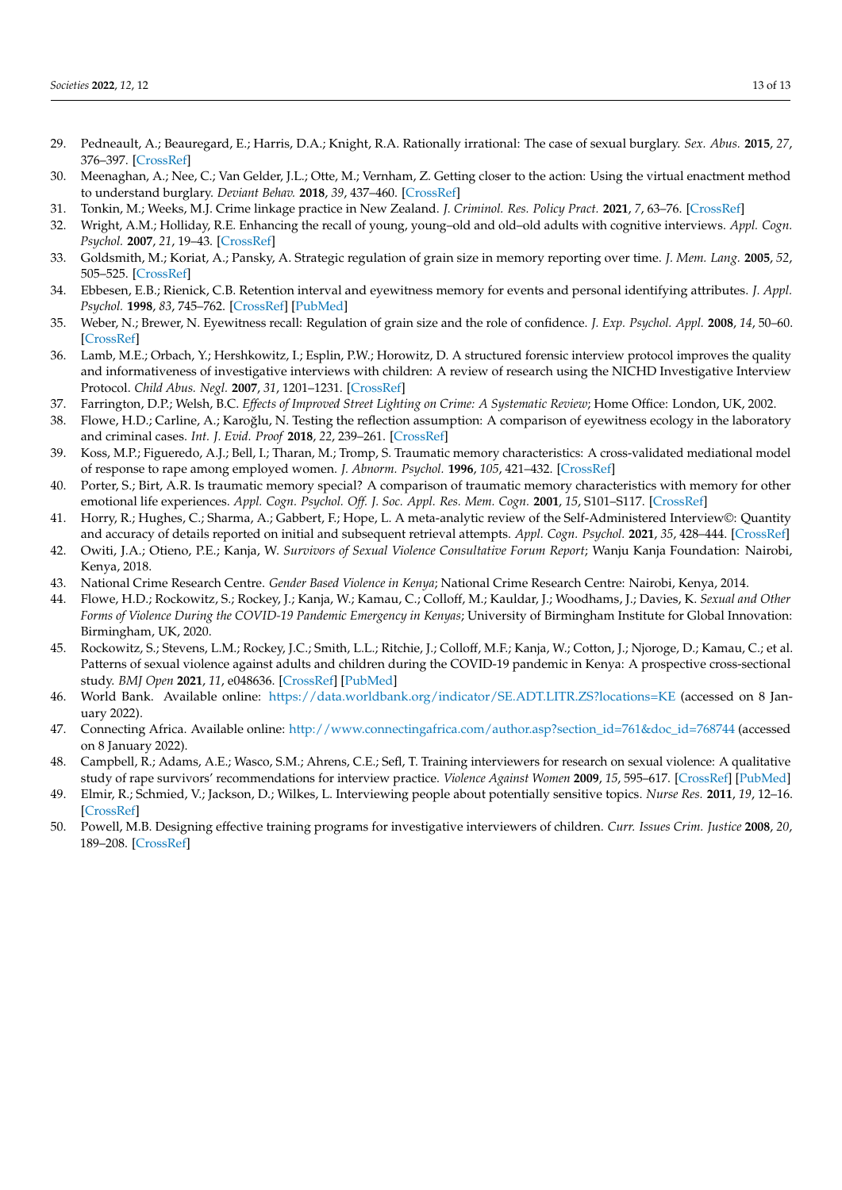29. Pedneault, A.; Beauregard, E.; Harris, D.A.; Knight, R.A. Rationally irrational: The case of sexual burglary. *Sex. Abus.* **2015**, *27*, 376–397. [CrossRef]
30. Meenaghan, A.; Nee, C.; Van Gelder, J.L.; Otte, M.; Vernham, Z. Getting closer to the action: Using the virtual enactment method to understand burglary. *Deviant Behav.* **2018**, *39*, 437–460. [CrossRef]
31. Tonkin, M.; Weeks, M.J. Crime linkage practice in New Zealand. *J. Criminol. Res. Policy Pract.* **2021**, *7*, 63–76. [CrossRef]
32. Wright, A.M.; Holliday, R.E. Enhancing the recall of young, young–old and old–old adults with cognitive interviews. *Appl. Cogn. Psychol.* **2007**, *21*, 19–43. [CrossRef]
33. Goldsmith, M.; Koriat, A.; Pansky, A. Strategic regulation of grain size in memory reporting over time. *J. Mem. Lang.* **2005**, *52*, 505–525. [CrossRef]
34. Ebbesen, E.B.; Rienick, C.B. Retention interval and eyewitness memory for events and personal identifying attributes. *J. Appl. Psychol.* **1998**, *83*, 745–762. [CrossRef] [PubMed]
35. Weber, N.; Brewer, N. Eyewitness recall: Regulation of grain size and the role of confidence. *J. Exp. Psychol. Appl.* **2008**, *14*, 50–60. [CrossRef]
36. Lamb, M.E.; Orbach, Y.; Hershkowitz, I.; Esplin, P.W.; Horowitz, D. A structured forensic interview protocol improves the quality and informativeness of investigative interviews with children: A review of research using the NICHD Investigative Interview Protocol. *Child Abus. Negl.* **2007**, *31*, 1201–1231. [CrossRef]
37. Farrington, D.P.; Welsh, B.C. *Effects of Improved Street Lighting on Crime: A Systematic Review*; Home Office: London, UK, 2002.
38. Flowe, H.D.; Carline, A.; Karoğlu, N. Testing the reflection assumption: A comparison of eyewitness ecology in the laboratory and criminal cases. *Int. J. Evid. Proof* **2018**, *22*, 239–261. [CrossRef]
39. Koss, M.P.; Figueredo, A.J.; Bell, I.; Tharan, M.; Tromp, S. Traumatic memory characteristics: A cross-validated mediational model of response to rape among employed women. *J. Abnorm. Psychol.* **1996**, *105*, 421–432. [CrossRef]
40. Porter, S.; Birt, A.R. Is traumatic memory special? A comparison of traumatic memory characteristics with memory for other emotional life experiences. *Appl. Cogn. Psychol. Off. J. Soc. Appl. Res. Mem. Cogn.* **2001**, *15*, S101–S117. [CrossRef]
41. Horry, R.; Hughes, C.; Sharma, A.; Gabbert, F.; Hope, L. A meta-analytic review of the Self-Administered Interview©: Quantity and accuracy of details reported on initial and subsequent retrieval attempts. *Appl. Cogn. Psychol.* **2021**, *35*, 428–444. [CrossRef]
42. Owiti, J.A.; Otieno, P.E.; Kanja, W. *Survivors of Sexual Violence Consultative Forum Report*; Wanju Kanja Foundation: Nairobi, Kenya, 2018.
43. National Crime Research Centre. *Gender Based Violence in Kenya*; National Crime Research Centre: Nairobi, Kenya, 2014.
44. Flowe, H.D.; Rockowitz, S.; Rockey, J.; Kanja, W.; Kamau, C.; Colloff, M.; Kauldar, J.; Woodhams, J.; Davies, K. *Sexual and Other Forms of Violence During the COVID-19 Pandemic Emergency in Kenyas*; University of Birmingham Institute for Global Innovation: Birmingham, UK, 2020.
45. Rockowitz, S.; Stevens, L.M.; Rockey, J.C.; Smith, L.L.; Ritchie, J.; Colloff, M.F.; Kanja, W.; Cotton, J.; Njoroge, D.; Kamau, C.; et al. Patterns of sexual violence against adults and children during the COVID-19 pandemic in Kenya: A prospective cross-sectional study. *BMJ Open* **2021**, *11*, e048636. [CrossRef] [PubMed]
46. World Bank. Available online: https://data.worldbank.org/indicator/SE.ADT.LITR.ZS?locations=KE (accessed on 8 January 2022).
47. Connecting Africa. Available online: http://www.connectingafrica.com/author.asp?section_id=761&doc_id=768744 (accessed on 8 January 2022).
48. Campbell, R.; Adams, A.E.; Wasco, S.M.; Ahrens, C.E.; Sefl, T. Training interviewers for research on sexual violence: A qualitative study of rape survivors' recommendations for interview practice. *Violence Against Women* **2009**, *15*, 595–617. [CrossRef] [PubMed]
49. Elmir, R.; Schmied, V.; Jackson, D.; Wilkes, L. Interviewing people about potentially sensitive topics. *Nurse Res.* **2011**, *19*, 12–16. [CrossRef]
50. Powell, M.B. Designing effective training programs for investigative interviewers of children. *Curr. Issues Crim. Justice* **2008**, *20*, 189–208. [CrossRef]